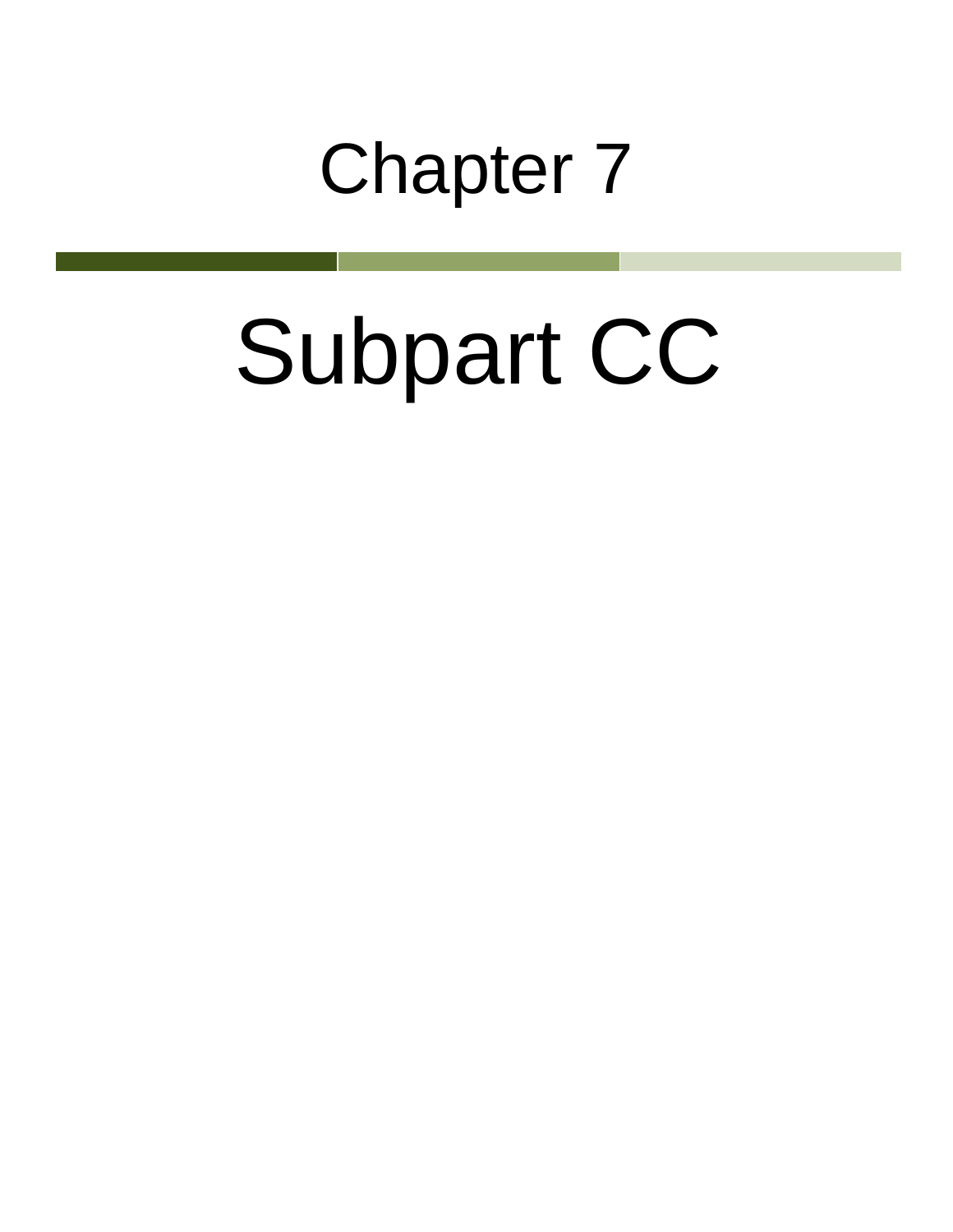# Chapter 7

# Subpart CC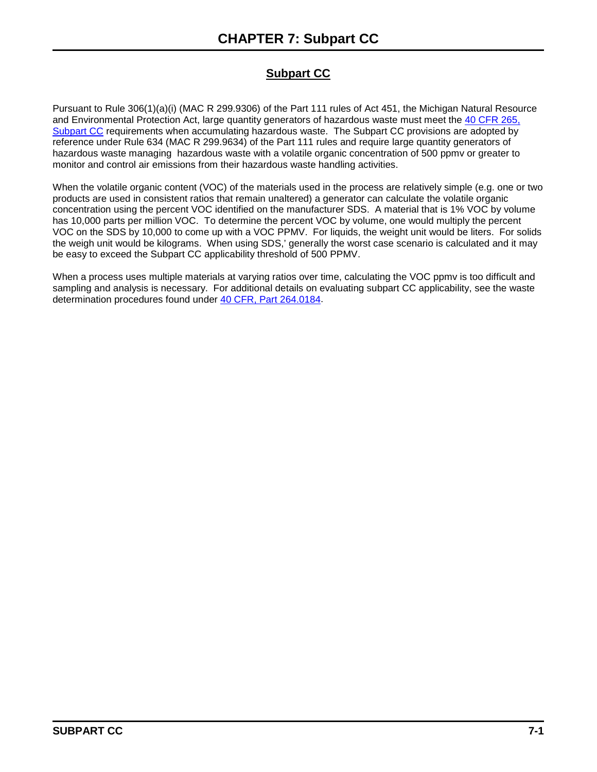# CHAPTER 7: Subpart CC

## Subpart CC

Pursuant to Rule 306(1)(a)(i) (MAC R 299.9306) of the Part 111 rules of Act 451, the Michigan Natural Resource and Environmental Protection Act, large quantity generators of hazardous waste must meet the [40 CFR 265, Subpart CC] requirements when accumulating hazardous waste. The Subpart CC provisions are adopted by reference under Rule 634 (MAC R 299.9634) of the Part 111 rules and require large quantity generators of hazardous waste managing hazardous waste with a volatile organic concentration of 500 ppmv or greater to monitor and control air emissions from their hazardous waste handling activities.

When the volatile organic content (VOC) of the materials used in the process are relatively simple (e.g. one or two products are used in consistent ratios that remain unaltered) a generator can calculate the volatile organic concentration using the percent VOC identified on the manufacturer SDS. A material that is 1% VOC by volume has 10,000 parts per million VOC. To determine the percent VOC by volume, one would multiply the percent VOC on the SDS by 10,000 to come up with a VOC PPMV. For liquids, the weight unit would be liters. For solids the weigh unit would be kilograms. When using SDS,' generally the worst case scenario is calculated and it may be easy to exceed the Subpart CC applicability threshold of 500 PPMV.

When a process uses multiple materials at varying ratios over time, calculating the VOC ppmv is too difficult and sampling and analysis is necessary. For additional details on evaluating subpart CC applicability, see the waste determination procedures found under [40 CFR, Part 264.0184].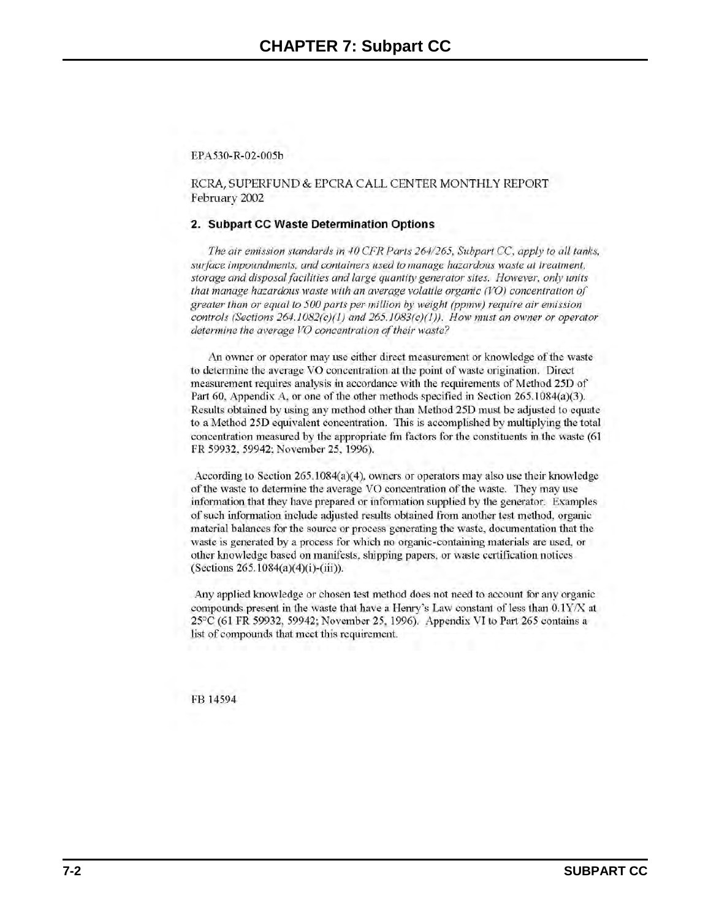# CHAPTER 7: Subpart CC

EPA530-R-02-005b

RCRA, SUPERFUND & EPCRA CALL CENTER MONTHLY REPORT
February 2002

## 2. Subpart CC Waste Determination Options

*The air emission standards in 40 CFR Parts 264/265, Subpart CC, apply to all tanks, surface impoundments, and containers used to manage hazardous waste at treatment, storage and disposal facilities and large quantity generator sites. However, only units that manage hazardous waste with an average volatile organic (VO) concentration of greater than or equal to 500 parts per million by weight (ppmw) require air emission controls (Sections 264.1082(c)(1) and 265.1083(c)(1)). How must an owner or operator determine the average VO concentration of their waste?*

An owner or operator may use either direct measurement or knowledge of the waste to determine the average VO concentration at the point of waste origination. Direct measurement requires analysis in accordance with the requirements of Method 25D of Part 60, Appendix A, or one of the other methods specified in Section 265.1084(a)(3). Results obtained by using any method other than Method 25D must be adjusted to equate to a Method 25D equivalent concentration. This is accomplished by multiplying the total concentration measured by the appropriate fm factors for the constituents in the waste (61 FR 59932, 59942; November 25, 1996).

According to Section 265.1084(a)(4), owners or operators may also use their knowledge of the waste to determine the average VO concentration of the waste. They may use information that they have prepared or information supplied by the generator. Examples of such information include adjusted results obtained from another test method, organic material balances for the source or process generating the waste, documentation that the waste is generated by a process for which no organic-containing materials are used, or other knowledge based on manifests, shipping papers, or waste certification notices (Sections 265.1084(a)(4)(i)-(iii)).

Any applied knowledge or chosen test method does not need to account for any organic compounds present in the waste that have a Henry's Law constant of less than 0.1Y/X at 25°C (61 FR 59932, 59942; November 25, 1996). Appendix VI to Part 265 contains a list of compounds that meet this requirement.

FB 14594